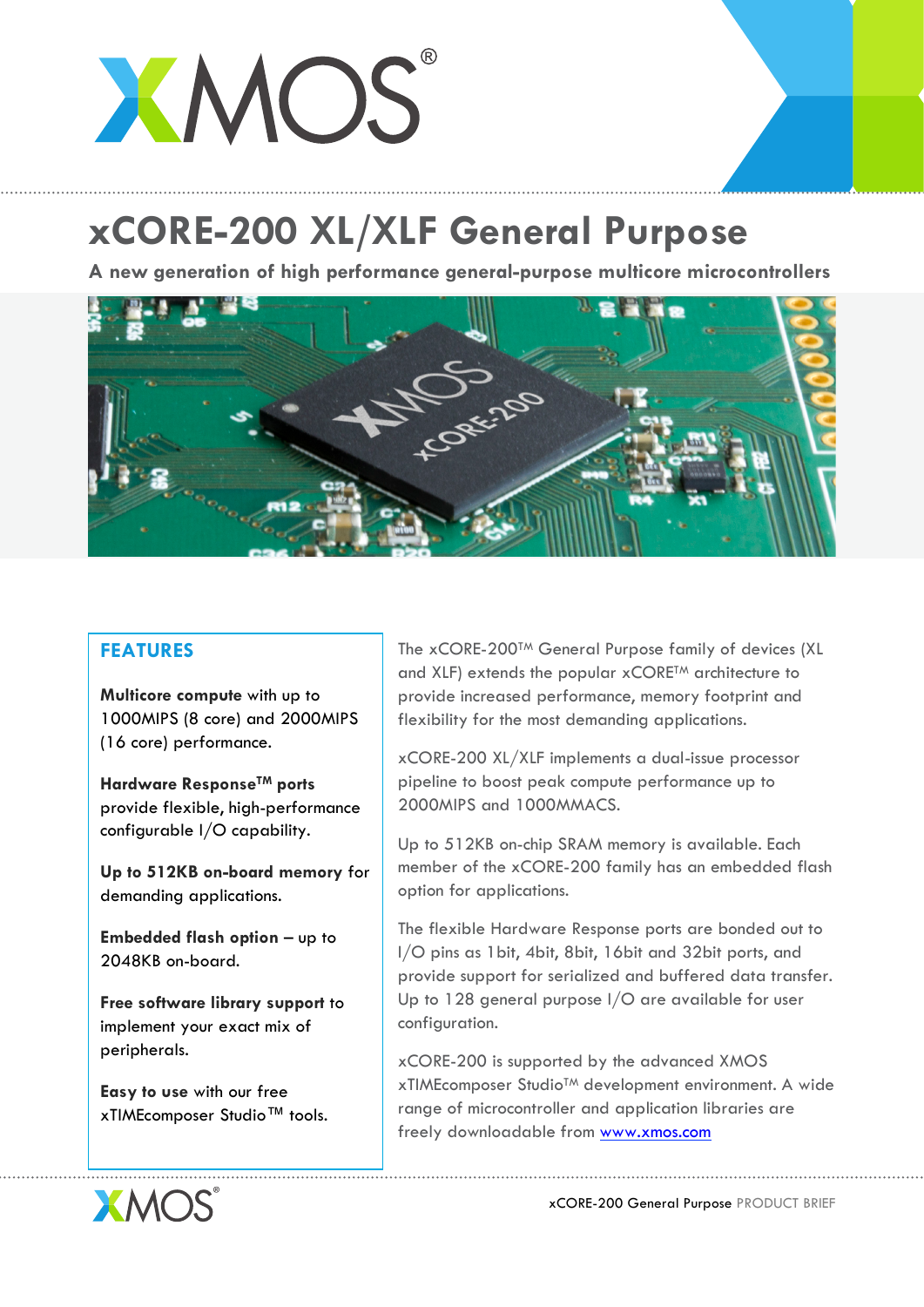# xCORE-200 XL/XLF General Purpose

**A new generation of high performance general-purpose multicore microcontrollers**

## FEATURES

**Multicore compute** with up to 1000MIPS (8 core) and 2000MIPS (16 core) performance.

**Hardware Response™ ports** provide flexible, high-performance configurable I/O capability.

**Up to 512KB on-board memory** for demanding applications.

**Embedded flash option** – up to 2048KB on-board.

**Free software library support** to implement your exact mix of peripherals.

**Easy to use** with our free xTIMEcomposer Studio™ tools.

The xCORE-200™ General Purpose family of devices (XL and XLF) extends the popular xCORE™ architecture to provide increased performance, memory footprint and flexibility for the most demanding applications.

xCORE-200 XL/XLF implements a dual-issue processor pipeline to boost peak compute performance up to 2000MIPS and 1000MMACS.

Up to 512KB on-chip SRAM memory is available. Each member of the xCORE-200 family has an embedded flash option for applications.

The flexible Hardware Response ports are bonded out to I/O pins as 1bit, 4bit, 8bit, 16bit and 32bit ports, and provide support for serialized and buffered data transfer. Up to 128 general purpose I/O are available for user configuration.

xCORE-200 is supported by the advanced XMOS xTIMEcomposer Studio™ development environment. A wide range of microcontroller and application libraries are freely downloadable from [www.xmos.com](http://www.xmos.com)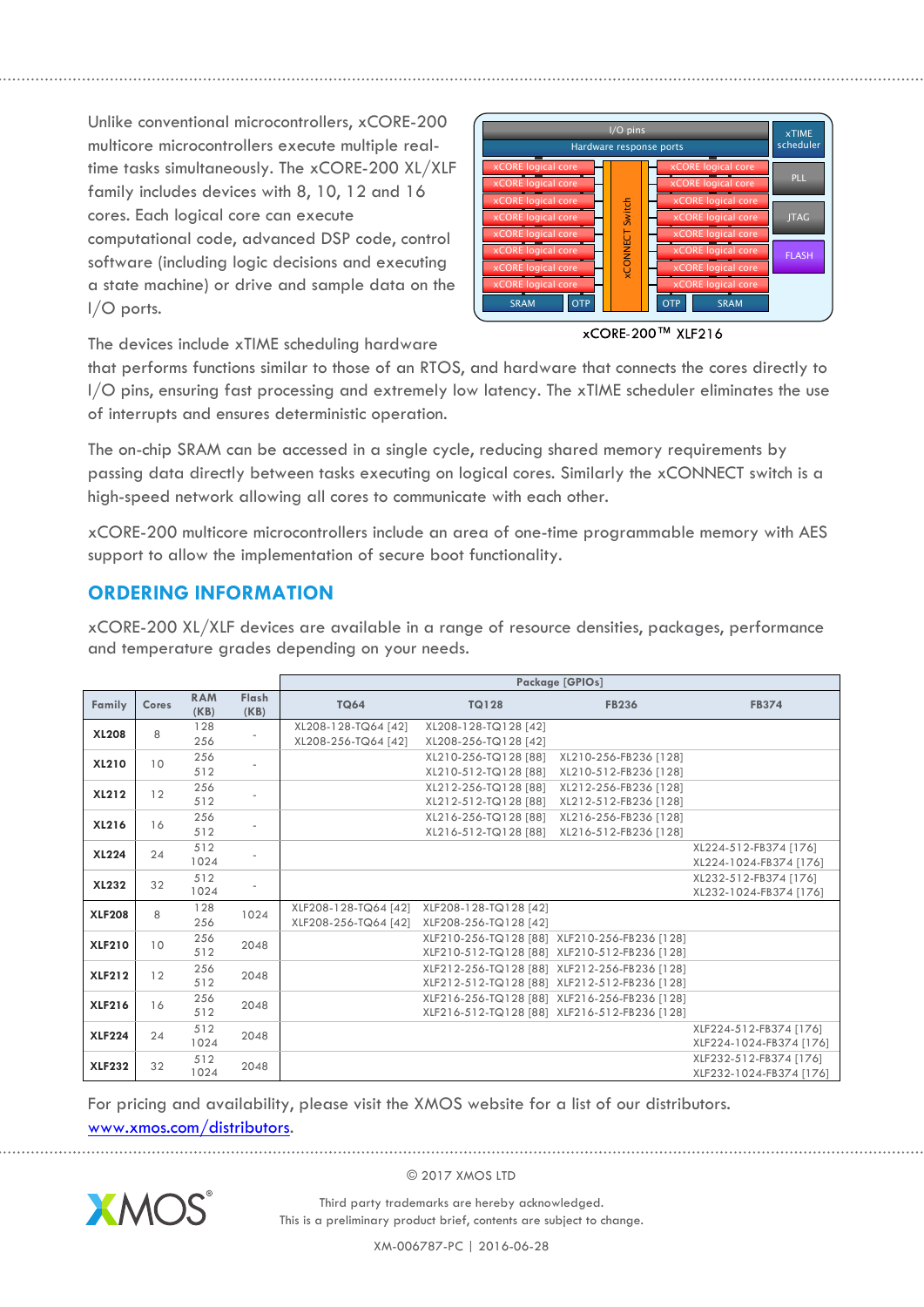Unlike conventional microcontrollers, xCORE-200 multicore microcontrollers execute multiple real-time tasks simultaneously. The xCORE-200 XL/XLF family includes devices with 8, 10, 12 and 16 cores. Each logical core can execute computational code, advanced DSP code, control software (including logic decisions and executing a state machine) or drive and sample data on the I/O ports.

I/O pins
Hardware response ports
xTIME scheduler
xCORE logical core
xCONNECT Switch
PLL
JTAG
FLASH
SRAM
OTP

xCORE-200™ XLF216

The devices include xTIME scheduling hardware that performs functions similar to those of an RTOS, and hardware that connects the cores directly to I/O pins, ensuring fast processing and extremely low latency. The xTIME scheduler eliminates the use of interrupts and ensures deterministic operation.

The on-chip SRAM can be accessed in a single cycle, reducing shared memory requirements by passing data directly between tasks executing on logical cores. Similarly the xCONNECT switch is a high-speed network allowing all cores to communicate with each other.

xCORE-200 multicore microcontrollers include an area of one-time programmable memory with AES support to allow the implementation of secure boot functionality.

## ORDERING INFORMATION

xCORE-200 XL/XLF devices are available in a range of resource densities, packages, performance and temperature grades depending on your needs.

| Family | Cores | RAM (KB) | Flash (KB) | Package [GPIOs] | | | |
|---|---|---|---|---|---|---|---|
| | | | | TQ64 | TQ128 | FB236 | FB374 |
| **XL208** | 8 | 128<br>256 | - | XL208-128-TQ64 [42]<br>XL208-256-TQ64 [42] | XL208-128-TQ128 [42]<br>XL208-256-TQ128 [42] | | |
| **XL210** | 10 | 256<br>512 | - | | XL210-256-TQ128 [88]<br>XL210-512-TQ128 [88] | XL210-256-FB236 [128]<br>XL210-512-FB236 [128] | |
| **XL212** | 12 | 256<br>512 | - | | XL212-256-TQ128 [88]<br>XL212-512-TQ128 [88] | XL212-256-FB236 [128]<br>XL212-512-FB236 [128] | |
| **XL216** | 16 | 256<br>512 | - | | XL216-256-TQ128 [88]<br>XL216-512-TQ128 [88] | XL216-256-FB236 [128]<br>XL216-512-FB236 [128] | |
| **XL224** | 24 | 512<br>1024 | - | | | | XL224-512-FB374 [176]<br>XL224-1024-FB374 [176] |
| **XL232** | 32 | 512<br>1024 | - | | | | XL232-512-FB374 [176]<br>XL232-1024-FB374 [176] |
| **XLF208** | 8 | 128<br>256 | 1024 | XLF208-128-TQ64 [42]<br>XLF208-256-TQ64 [42] | XLF208-128-TQ128 [42]<br>XLF208-256-TQ128 [42] | | |
| **XLF210** | 10 | 256<br>512 | 2048 | | XLF210-256-TQ128 [88]<br>XLF210-512-TQ128 [88] | XLF210-256-FB236 [128]<br>XLF210-512-FB236 [128] | |
| **XLF212** | 12 | 256<br>512 | 2048 | | XLF212-256-TQ128 [88]<br>XLF212-512-TQ128 [88] | XLF212-256-FB236 [128]<br>XLF212-512-FB236 [128] | |
| **XLF216** | 16 | 256<br>512 | 2048 | | XLF216-256-TQ128 [88]<br>XLF216-512-TQ128 [88] | XLF216-256-FB236 [128]<br>XLF216-512-FB236 [128] | |
| **XLF224** | 24 | 512<br>1024 | 2048 | | | | XLF224-512-FB374 [176]<br>XLF224-1024-FB374 [176] |
| **XLF232** | 32 | 512<br>1024 | 2048 | | | | XLF232-512-FB374 [176]<br>XLF232-1024-FB374 [176] |

For pricing and availability, please visit the XMOS website for a list of our distributors. [www.xmos.com/distributors](http://www.xmos.com/distributors).

© 2017 XMOS LTD

Third party trademarks are hereby acknowledged.
This is a preliminary product brief, contents are subject to change.

XM-006787-PC | 2016-06-28